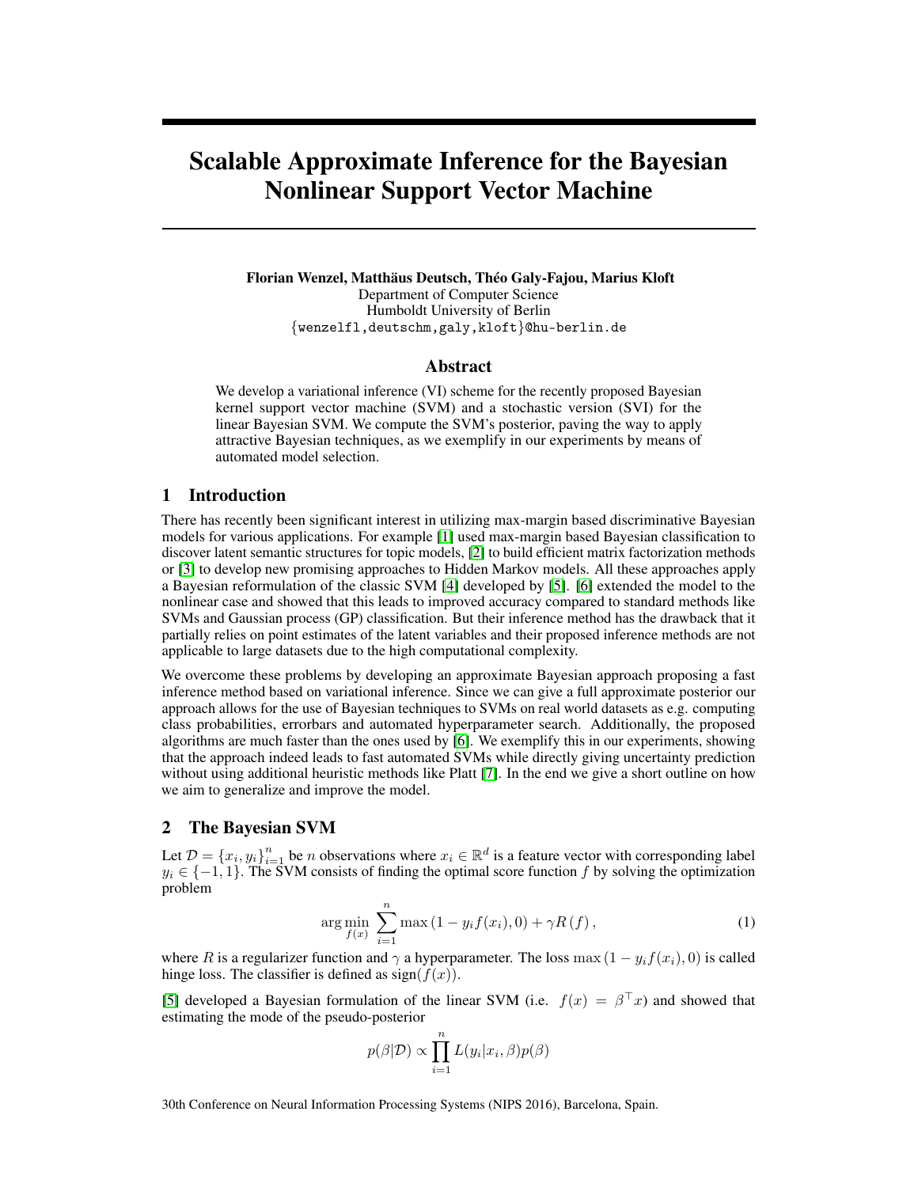# Scalable Approximate Inference for the Bayesian Nonlinear Support Vector Machine

**Florian Wenzel, Matthäus Deutsch, Théo Galy-Fajou, Marius Kloft**
Department of Computer Science
Humboldt University of Berlin
{wenzelfl,deutschm,galy,kloft}@hu-berlin.de

## Abstract

We develop a variational inference (VI) scheme for the recently proposed Bayesian kernel support vector machine (SVM) and a stochastic version (SVI) for the linear Bayesian SVM. We compute the SVM's posterior, paving the way to apply attractive Bayesian techniques, as we exemplify in our experiments by means of automated model selection.

## 1 Introduction

There has recently been significant interest in utilizing max-margin based discriminative Bayesian models for various applications. For example [1] used max-margin based Bayesian classification to discover latent semantic structures for topic models, [2] to build efficient matrix factorization methods or [3] to develop new promising approaches to Hidden Markov models. All these approaches apply a Bayesian reformulation of the classic SVM [4] developed by [5]. [6] extended the model to the nonlinear case and showed that this leads to improved accuracy compared to standard methods like SVMs and Gaussian process (GP) classification. But their inference method has the drawback that it partially relies on point estimates of the latent variables and their proposed inference methods are not applicable to large datasets due to the high computational complexity.

We overcome these problems by developing an approximate Bayesian approach proposing a fast inference method based on variational inference. Since we can give a full approximate posterior our approach allows for the use of Bayesian techniques to SVMs on real world datasets as e.g. computing class probabilities, errorbars and automated hyperparameter search. Additionally, the proposed algorithms are much faster than the ones used by [6]. We exemplify this in our experiments, showing that the approach indeed leads to fast automated SVMs while directly giving uncertainty prediction without using additional heuristic methods like Platt [7]. In the end we give a short outline on how we aim to generalize and improve the model.

## 2 The Bayesian SVM

Let $\mathcal{D} = \{x_i, y_i\}_{i=1}^n$ be $n$ observations where $x_i \in \mathbb{R}^d$ is a feature vector with corresponding label $y_i \in \{-1, 1\}$. The SVM consists of finding the optimal score function $f$ by solving the optimization problem

$$\arg\min_{f(x)} \sum_{i=1}^{n} \max\left(1 - y_i f(x_i), 0\right) + \gamma R\left(f\right), \tag{1}$$

where $R$ is a regularizer function and $\gamma$ a hyperparameter. The loss $\max\left(1 - y_i f(x_i), 0\right)$ is called hinge loss. The classifier is defined as $\operatorname{sign}(f(x))$.

[5] developed a Bayesian formulation of the linear SVM (i.e. $f(x) = \beta^\top x$) and showed that estimating the mode of the pseudo-posterior

$$p(\beta|\mathcal{D}) \propto \prod_{i=1}^{n} L(y_i|x_i, \beta)p(\beta)$$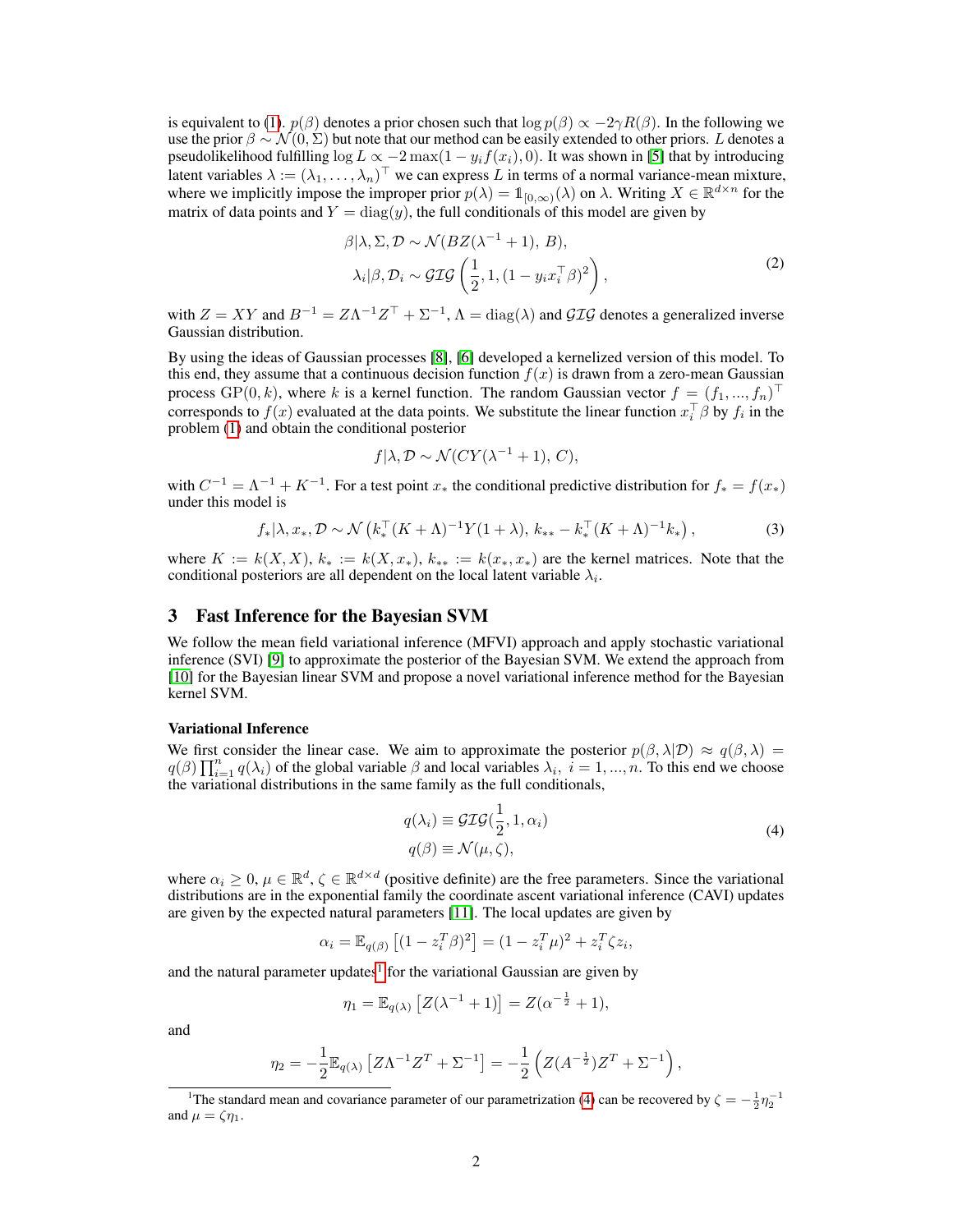is equivalent to (1). $p(\beta)$ denotes a prior chosen such that $\log p(\beta) \propto -2\gamma R(\beta)$. In the following we use the prior $\beta \sim \mathcal{N}(0, \Sigma)$ but note that our method can be easily extended to other priors. $L$ denotes a pseudolikelihood fulfilling $\log L \propto -2\max(1 - y_i f(x_i), 0)$. It was shown in [5] that by introducing latent variables $\lambda := (\lambda_1, \ldots, \lambda_n)^\top$ we can express $L$ in terms of a normal variance-mean mixture, where we implicitly impose the improper prior $p(\lambda) = \mathbb{1}_{[0,\infty)}(\lambda)$ on $\lambda$. Writing $X \in \mathbb{R}^{d \times n}$ for the matrix of data points and $Y = \operatorname{diag}(y)$, the full conditionals of this model are given by

$$
\begin{aligned}
\beta | \lambda, \Sigma, \mathcal{D} &\sim \mathcal{N}(BZ(\lambda^{-1} + 1),\, B), \\
\lambda_i | \beta, \mathcal{D}_i &\sim \mathcal{GIG}\left(\frac{1}{2}, 1, (1 - y_i x_i^\top \beta)^2\right),
\end{aligned} \tag{2}
$$

with $Z = XY$ and $B^{-1} = Z\Lambda^{-1}Z^\top + \Sigma^{-1}$, $\Lambda = \operatorname{diag}(\lambda)$ and $\mathcal{GIG}$ denotes a generalized inverse Gaussian distribution.

By using the ideas of Gaussian processes [8], [6] developed a kernelized version of this model. To this end, they assume that a continuous decision function $f(x)$ is drawn from a zero-mean Gaussian process $\mathrm{GP}(0, k)$, where $k$ is a kernel function. The random Gaussian vector $f = (f_1, \ldots, f_n)^\top$ corresponds to $f(x)$ evaluated at the data points. We substitute the linear function $x_i^\top \beta$ by $f_i$ in the problem (1) and obtain the conditional posterior

$$
f | \lambda, \mathcal{D} \sim \mathcal{N}(CY(\lambda^{-1} + 1),\, C),
$$

with $C^{-1} = \Lambda^{-1} + K^{-1}$. For a test point $x_*$ the conditional predictive distribution for $f_* = f(x_*)$ under this model is

$$
f_* | \lambda, x_*, \mathcal{D} \sim \mathcal{N}\left(k_*^\top (K + \Lambda)^{-1} Y(1 + \lambda),\, k_{**} - k_*^\top (K + \Lambda)^{-1} k_*\right), \tag{3}
$$

where $K := k(X, X)$, $k_* := k(X, x_*)$, $k_{**} := k(x_*, x_*)$ are the kernel matrices. Note that the conditional posteriors are all dependent on the local latent variable $\lambda_i$.

## 3 Fast Inference for the Bayesian SVM

We follow the mean field variational inference (MFVI) approach and apply stochastic variational inference (SVI) [9] to approximate the posterior of the Bayesian SVM. We extend the approach from [10] for the Bayesian linear SVM and propose a novel variational inference method for the Bayesian kernel SVM.

**Variational Inference**

We first consider the linear case. We aim to approximate the posterior $p(\beta, \lambda | \mathcal{D}) \approx q(\beta, \lambda) = q(\beta) \prod_{i=1}^n q(\lambda_i)$ of the global variable $\beta$ and local variables $\lambda_i$, $i = 1, \ldots, n$. To this end we choose the variational distributions in the same family as the full conditionals,

$$
\begin{aligned}
q(\lambda_i) &\equiv \mathcal{GIG}(\frac{1}{2}, 1, \alpha_i) \\
q(\beta) &\equiv \mathcal{N}(\mu, \zeta),
\end{aligned} \tag{4}
$$

where $\alpha_i \geq 0$, $\mu \in \mathbb{R}^d$, $\zeta \in \mathbb{R}^{d \times d}$ (positive definite) are the free parameters. Since the variational distributions are in the exponential family the coordinate ascent variational inference (CAVI) updates are given by the expected natural parameters [11]. The local updates are given by

$$
\alpha_i = \mathbb{E}_{q(\beta)}\left[(1 - z_i^T \beta)^2\right] = (1 - z_i^T \mu)^2 + z_i^T \zeta z_i,
$$

and the natural parameter updates[1] for the variational Gaussian are given by

$$
\eta_1 = \mathbb{E}_{q(\lambda)}\left[Z(\lambda^{-1} + 1)\right] = Z(\alpha^{-\frac{1}{2}} + 1),
$$

and

$$
\eta_2 = -\frac{1}{2}\mathbb{E}_{q(\lambda)}\left[Z\Lambda^{-1}Z^T + \Sigma^{-1}\right] = -\frac{1}{2}\left(Z(A^{-\frac{1}{2}})Z^T + \Sigma^{-1}\right),
$$

[1] The standard mean and covariance parameter of our parametrization (4) can be recovered by $\zeta = -\frac{1}{2}\eta_2^{-1}$ and $\mu = \zeta\eta_1$.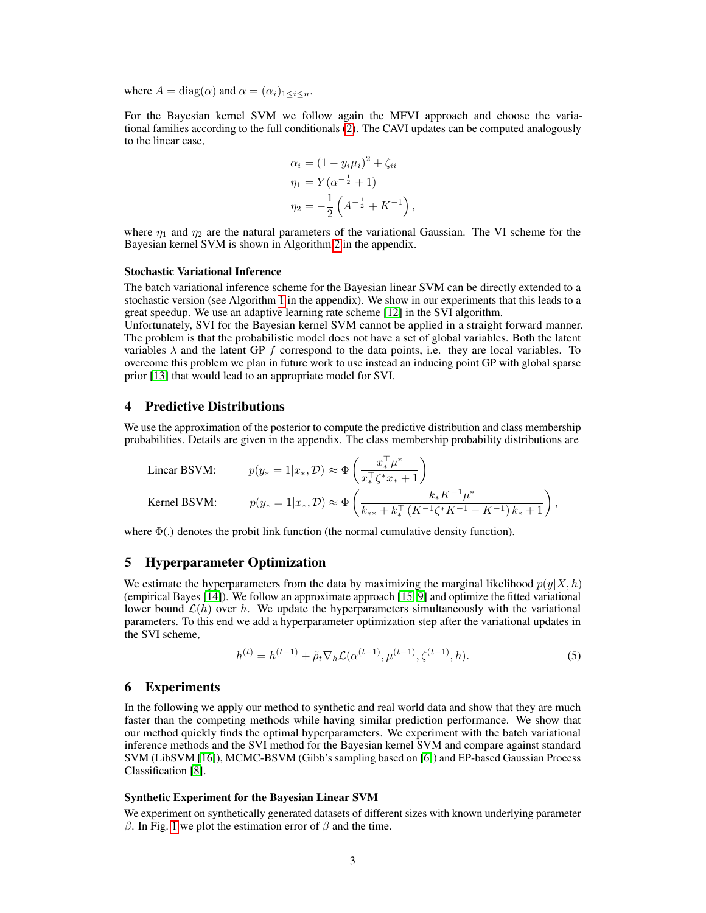where $A = \text{diag}(\alpha)$ and $\alpha = (\alpha_i)_{1 \leq i \leq n}$.

For the Bayesian kernel SVM we follow again the MFVI approach and choose the variational families according to the full conditionals (2). The CAVI updates can be computed analogously to the linear case,

$$
\begin{aligned}
\alpha_i &= (1 - y_i \mu_i)^2 + \zeta_{ii} \\
\eta_1 &= Y(\alpha^{-\frac{1}{2}} + 1) \\
\eta_2 &= -\frac{1}{2}\left(A^{-\frac{1}{2}} + K^{-1}\right),
\end{aligned}
$$

where $\eta_1$ and $\eta_2$ are the natural parameters of the variational Gaussian. The VI scheme for the Bayesian kernel SVM is shown in Algorithm 2 in the appendix.

**Stochastic Variational Inference**

The batch variational inference scheme for the Bayesian linear SVM can be directly extended to a stochastic version (see Algorithm 1 in the appendix). We show in our experiments that this leads to a great speedup. We use an adaptive learning rate scheme [12] in the SVI algorithm.
Unfortunately, SVI for the Bayesian kernel SVM cannot be applied in a straight forward manner. The problem is that the probabilistic model does not have a set of global variables. Both the latent variables $\lambda$ and the latent GP $f$ correspond to the data points, i.e. they are local variables. To overcome this problem we plan in future work to use instead an inducing point GP with global sparse prior [13] that would lead to an appropriate model for SVI.

## 4 Predictive Distributions

We use the approximation of the posterior to compute the predictive distribution and class membership probabilities. Details are given in the appendix. The class membership probability distributions are

$$
\text{Linear BSVM:} \qquad p(y_* = 1 | x_*, \mathcal{D}) \approx \Phi\left(\frac{x_*^\top \mu^*}{x_*^\top \zeta^* x_* + 1}\right)
$$

$$
\text{Kernel BSVM:} \qquad p(y_* = 1 | x_*, \mathcal{D}) \approx \Phi\left(\frac{k_* K^{-1} \mu^*}{k_{**} + k_*^\top \left(K^{-1} \zeta^* K^{-1} - K^{-1}\right) k_* + 1}\right),
$$

where $\Phi(.)$ denotes the probit link function (the normal cumulative density function).

## 5 Hyperparameter Optimization

We estimate the hyperparameters from the data by maximizing the marginal likelihood $p(y|X, h)$ (empirical Bayes [14]). We follow an approximate approach [15, 9] and optimize the fitted variational lower bound $\mathcal{L}(h)$ over $h$. We update the hyperparameters simultaneously with the variational parameters. To this end we add a hyperparameter optimization step after the variational updates in the SVI scheme,

$$
h^{(t)} = h^{(t-1)} + \tilde{\rho}_t \nabla_h \mathcal{L}(\alpha^{(t-1)}, \mu^{(t-1)}, \zeta^{(t-1)}, h). \tag{5}
$$

## 6 Experiments

In the following we apply our method to synthetic and real world data and show that they are much faster than the competing methods while having similar prediction performance. We show that our method quickly finds the optimal hyperparameters. We experiment with the batch variational inference methods and the SVI method for the Bayesian kernel SVM and compare against standard SVM (LibSVM [16]), MCMC-BSVM (Gibb's sampling based on [6]) and EP-based Gaussian Process Classification [8].

**Synthetic Experiment for the Bayesian Linear SVM**

We experiment on synthetically generated datasets of different sizes with known underlying parameter $\beta$. In Fig. 1 we plot the estimation error of $\beta$ and the time.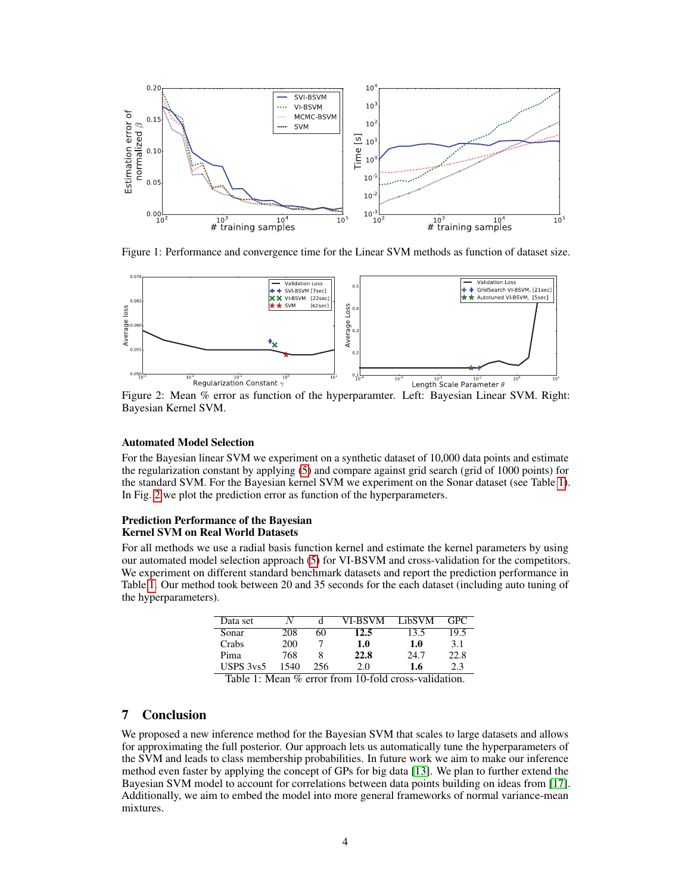Figure 1: Performance and convergence time for the Linear SVM methods as function of dataset size.

Figure 2: Mean % error as function of the hyperparamter. Left: Bayesian Linear SVM. Right: Bayesian Kernel SVM.

### Automated Model Selection

For the Bayesian linear SVM we experiment on a synthetic dataset of 10,000 data points and estimate the regularization constant by applying (5) and compare against grid search (grid of 1000 points) for the standard SVM. For the Bayesian kernel SVM we experiment on the Sonar dataset (see Table 1). In Fig. 2 we plot the prediction error as function of the hyperparameters.

### Prediction Performance of the Bayesian Kernel SVM on Real World Datasets

For all methods we use a radial basis function kernel and estimate the kernel parameters by using our automated model selection approach (5) for VI-BSVM and cross-validation for the competitors. We experiment on different standard benchmark datasets and report the prediction performance in Table 1. Our method took between 20 and 35 seconds for the each dataset (including auto tuning of the hyperparameters).

| Data set | $N$ | d | VI-BSVM | LibSVM | GPC |
|---|---|---|---|---|---|
| Sonar | 208 | 60 | **12.5** | 13.5 | 19.5 |
| Crabs | 200 | 7 | **1.0** | **1.0** | 3.1 |
| Pima | 768 | 8 | **22.8** | 24.7 | 22.8 |
| USPS 3vs5 | 1540 | 256 | 2.0 | **1.6** | 2.3 |

Table 1: Mean % error from 10-fold cross-validation.

## 7 Conclusion

We proposed a new inference method for the Bayesian SVM that scales to large datasets and allows for approximating the full posterior. Our approach lets us automatically tune the hyperparameters of the SVM and leads to class membership probabilities. In future work we aim to make our inference method even faster by applying the concept of GPs for big data [13]. We plan to further extend the Bayesian SVM model to account for correlations between data points building on ideas from [17]. Additionally, we aim to embed the model into more general frameworks of normal variance-mean mixtures.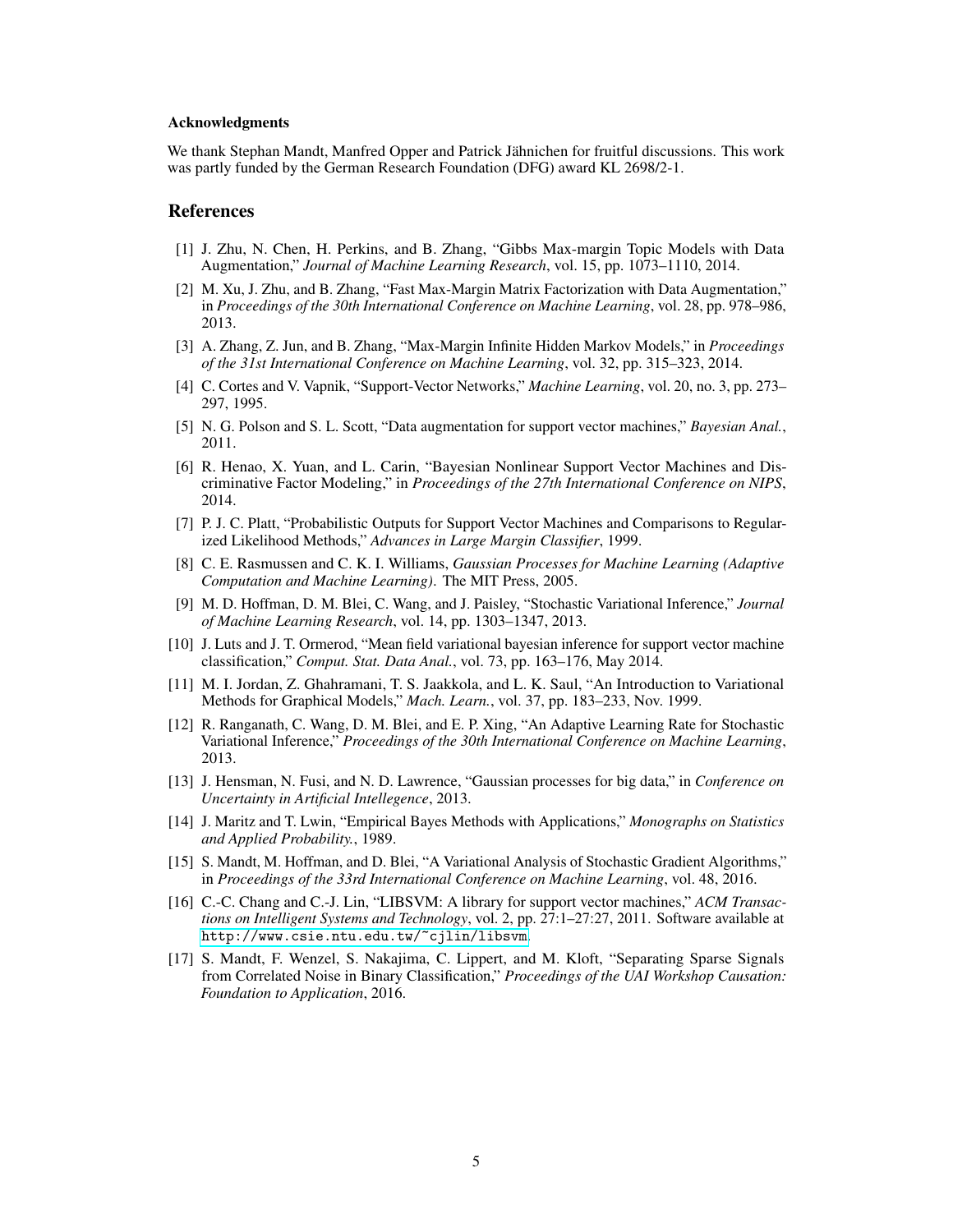### Acknowledgments

We thank Stephan Mandt, Manfred Opper and Patrick Jähnichen for fruitful discussions. This work was partly funded by the German Research Foundation (DFG) award KL 2698/2-1.

## References

[1] J. Zhu, N. Chen, H. Perkins, and B. Zhang, "Gibbs Max-margin Topic Models with Data Augmentation," *Journal of Machine Learning Research*, vol. 15, pp. 1073–1110, 2014.

[2] M. Xu, J. Zhu, and B. Zhang, "Fast Max-Margin Matrix Factorization with Data Augmentation," in *Proceedings of the 30th International Conference on Machine Learning*, vol. 28, pp. 978–986, 2013.

[3] A. Zhang, Z. Jun, and B. Zhang, "Max-Margin Infinite Hidden Markov Models," in *Proceedings of the 31st International Conference on Machine Learning*, vol. 32, pp. 315–323, 2014.

[4] C. Cortes and V. Vapnik, "Support-Vector Networks," *Machine Learning*, vol. 20, no. 3, pp. 273–297, 1995.

[5] N. G. Polson and S. L. Scott, "Data augmentation for support vector machines," *Bayesian Anal.*, 2011.

[6] R. Henao, X. Yuan, and L. Carin, "Bayesian Nonlinear Support Vector Machines and Discriminative Factor Modeling," in *Proceedings of the 27th International Conference on NIPS*, 2014.

[7] P. J. C. Platt, "Probabilistic Outputs for Support Vector Machines and Comparisons to Regularized Likelihood Methods," *Advances in Large Margin Classifier*, 1999.

[8] C. E. Rasmussen and C. K. I. Williams, *Gaussian Processes for Machine Learning (Adaptive Computation and Machine Learning)*. The MIT Press, 2005.

[9] M. D. Hoffman, D. M. Blei, C. Wang, and J. Paisley, "Stochastic Variational Inference," *Journal of Machine Learning Research*, vol. 14, pp. 1303–1347, 2013.

[10] J. Luts and J. T. Ormerod, "Mean field variational bayesian inference for support vector machine classification," *Comput. Stat. Data Anal.*, vol. 73, pp. 163–176, May 2014.

[11] M. I. Jordan, Z. Ghahramani, T. S. Jaakkola, and L. K. Saul, "An Introduction to Variational Methods for Graphical Models," *Mach. Learn.*, vol. 37, pp. 183–233, Nov. 1999.

[12] R. Ranganath, C. Wang, D. M. Blei, and E. P. Xing, "An Adaptive Learning Rate for Stochastic Variational Inference," *Proceedings of the 30th International Conference on Machine Learning*, 2013.

[13] J. Hensman, N. Fusi, and N. D. Lawrence, "Gaussian processes for big data," in *Conference on Uncertainty in Artificial Intellegence*, 2013.

[14] J. Maritz and T. Lwin, "Empirical Bayes Methods with Applications," *Monographs on Statistics and Applied Probability.*, 1989.

[15] S. Mandt, M. Hoffman, and D. Blei, "A Variational Analysis of Stochastic Gradient Algorithms," in *Proceedings of the 33rd International Conference on Machine Learning*, vol. 48, 2016.

[16] C.-C. Chang and C.-J. Lin, "LIBSVM: A library for support vector machines," *ACM Transactions on Intelligent Systems and Technology*, vol. 2, pp. 27:1–27:27, 2011. Software available at http://www.csie.ntu.edu.tw/~cjlin/libsvm.

[17] S. Mandt, F. Wenzel, S. Nakajima, C. Lippert, and M. Kloft, "Separating Sparse Signals from Correlated Noise in Binary Classification," *Proceedings of the UAI Workshop Causation: Foundation to Application*, 2016.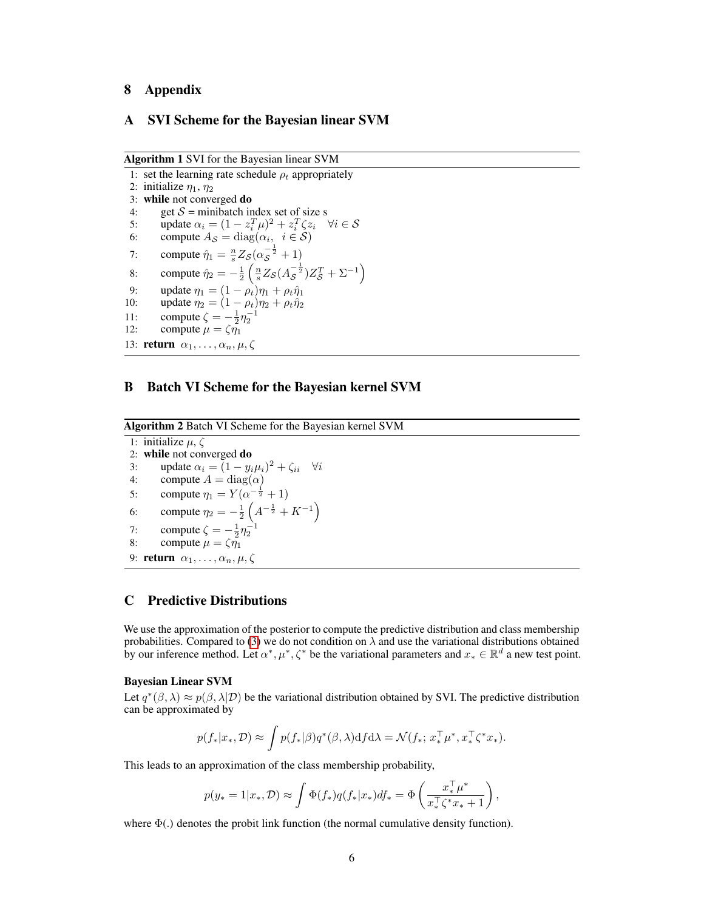# 8 Appendix

## A SVI Scheme for the Bayesian linear SVM

**Algorithm 1** SVI for the Bayesian linear SVM

```
1: set the learning rate schedule ρ_t appropriately
2: initialize η_1, η_2
3: while not converged do
4:     get S = minibatch index set of size s
5:     update α_i = (1 − z_i^T μ)^2 + z_i^T ζ z_i   ∀i ∈ S
6:     compute A_S = diag(α_i, i ∈ S)
7:     compute η̂_1 = (n/s) Z_S (α_S^{−1/2} + 1)
8:     compute η̂_2 = −(1/2) ( (n/s) Z_S (A_S^{−1/2}) Z_S^T + Σ^{−1} )
9:     update η_1 = (1 − ρ_t) η_1 + ρ_t η̂_1
10:    update η_2 = (1 − ρ_t) η_2 + ρ_t η̂_2
11:    compute ζ = −(1/2) η_2^{−1}
12:    compute μ = ζ η_1
13: return α_1, ..., α_n, μ, ζ
```

1: set the learning rate schedule $\rho_t$ appropriately
2: initialize $\eta_1$, $\eta_2$
3: **while** not converged **do**
4: get $\mathcal{S}$ = minibatch index set of size s
5: update $\alpha_i = (1 - z_i^T \mu)^2 + z_i^T \zeta z_i \quad \forall i \in \mathcal{S}$
6: compute $A_{\mathcal{S}} = \text{diag}(\alpha_i, \ i \in \mathcal{S})$
7: compute $\hat{\eta}_1 = \frac{n}{s} Z_{\mathcal{S}}(\alpha_{\mathcal{S}}^{-\frac{1}{2}} + 1)$
8: compute $\hat{\eta}_2 = -\frac{1}{2}\left(\frac{n}{s} Z_{\mathcal{S}}(A_{\mathcal{S}}^{-\frac{1}{2}}) Z_{\mathcal{S}}^T + \Sigma^{-1}\right)$
9: update $\eta_1 = (1 - \rho_t)\eta_1 + \rho_t \hat{\eta}_1$
10: update $\eta_2 = (1 - \rho_t)\eta_2 + \rho_t \hat{\eta}_2$
11: compute $\zeta = -\frac{1}{2}\eta_2^{-1}$
12: compute $\mu = \zeta \eta_1$
13: **return** $\alpha_1, \ldots, \alpha_n, \mu, \zeta$

## B Batch VI Scheme for the Bayesian kernel SVM

**Algorithm 2** Batch VI Scheme for the Bayesian kernel SVM

1: initialize $\mu$, $\zeta$
2: **while** not converged **do**
3: update $\alpha_i = (1 - y_i \mu_i)^2 + \zeta_{ii} \quad \forall i$
4: compute $A = \text{diag}(\alpha)$
5: compute $\eta_1 = Y(\alpha^{-\frac{1}{2}} + 1)$
6: compute $\eta_2 = -\frac{1}{2}\left(A^{-\frac{1}{2}} + K^{-1}\right)$
7: compute $\zeta = -\frac{1}{2}\eta_2^{-1}$
8: compute $\mu = \zeta \eta_1$
9: **return** $\alpha_1, \ldots, \alpha_n, \mu, \zeta$

## C Predictive Distributions

We use the approximation of the posterior to compute the predictive distribution and class membership probabilities. Compared to (3) we do not condition on $\lambda$ and use the variational distributions obtained by our inference method. Let $\alpha^*, \mu^*, \zeta^*$ be the variational parameters and $x_* \in \mathbb{R}^d$ a new test point.

**Bayesian Linear SVM**

Let $q^*(\beta, \lambda) \approx p(\beta, \lambda|\mathcal{D})$ be the variational distribution obtained by SVI. The predictive distribution can be approximated by

$$p(f_*|x_*, \mathcal{D}) \approx \int p(f_*|\beta) q^*(\beta, \lambda) \mathrm{d}f \mathrm{d}\lambda = \mathcal{N}(f_*; x_*^\top \mu^*, x_*^\top \zeta^* x_*).$$

This leads to an approximation of the class membership probability,

$$p(y_* = 1|x_*, \mathcal{D}) \approx \int \Phi(f_*) q(f_*|x_*) df_* = \Phi\left(\frac{x_*^\top \mu^*}{x_*^\top \zeta^* x_* + 1}\right),$$

where $\Phi(.)$ denotes the probit link function (the normal cumulative density function).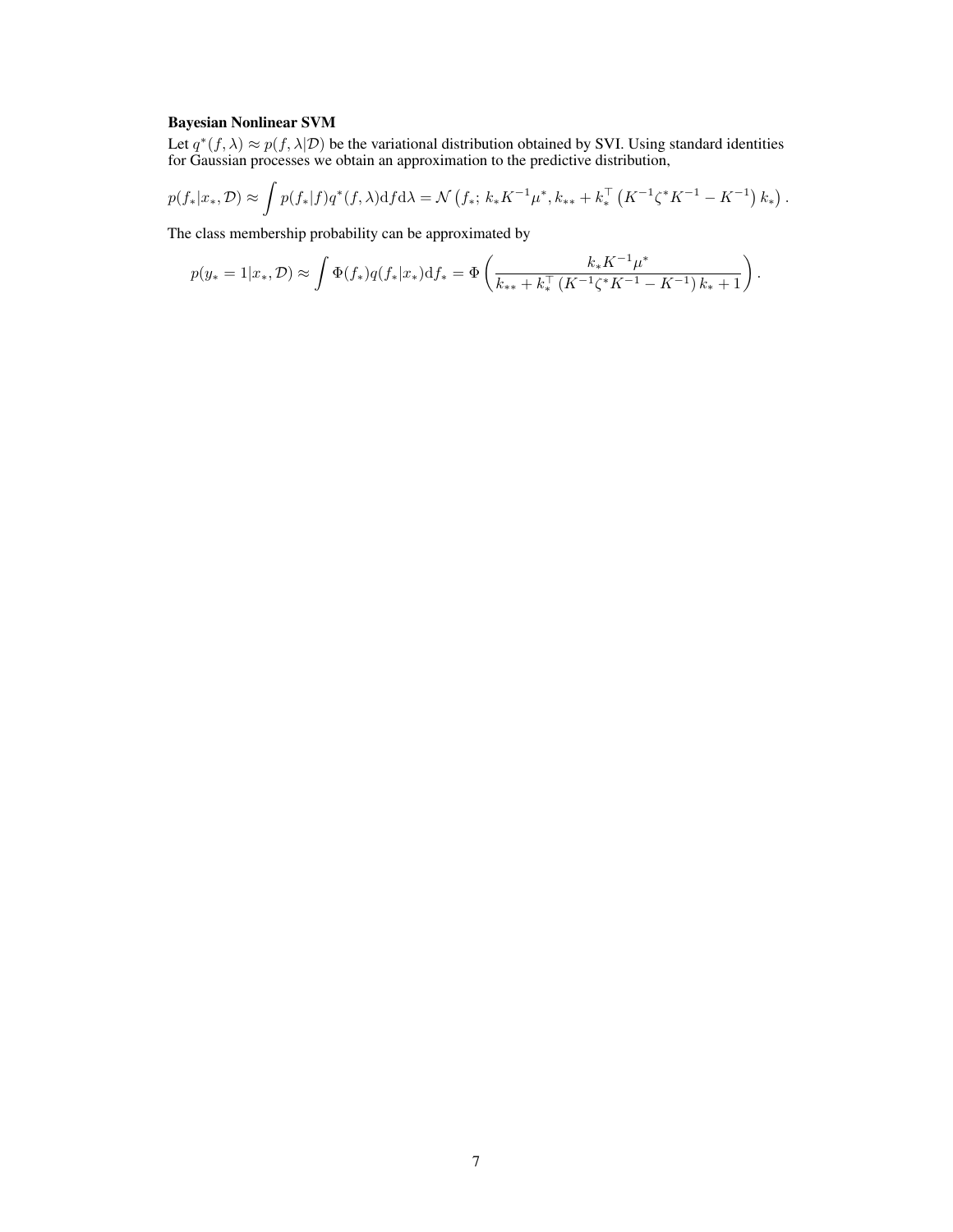**Bayesian Nonlinear SVM**

Let $q^*(f, \lambda) \approx p(f, \lambda|\mathcal{D})$ be the variational distribution obtained by SVI. Using standard identities for Gaussian processes we obtain an approximation to the predictive distribution,

$$p(f_*|x_*, \mathcal{D}) \approx \int p(f_*|f) q^*(f, \lambda) \mathrm{d}f \mathrm{d}\lambda = \mathcal{N}\left(f_*;\, k_* K^{-1} \mu^*, k_{**} + k_*^\top \left(K^{-1} \zeta^* K^{-1} - K^{-1}\right) k_*\right).$$

The class membership probability can be approximated by

$$p(y_* = 1|x_*, \mathcal{D}) \approx \int \Phi(f_*) q(f_*|x_*) \mathrm{d}f_* = \Phi\left(\frac{k_* K^{-1} \mu^*}{k_{**} + k_*^\top \left(K^{-1} \zeta^* K^{-1} - K^{-1}\right) k_* + 1}\right).$$